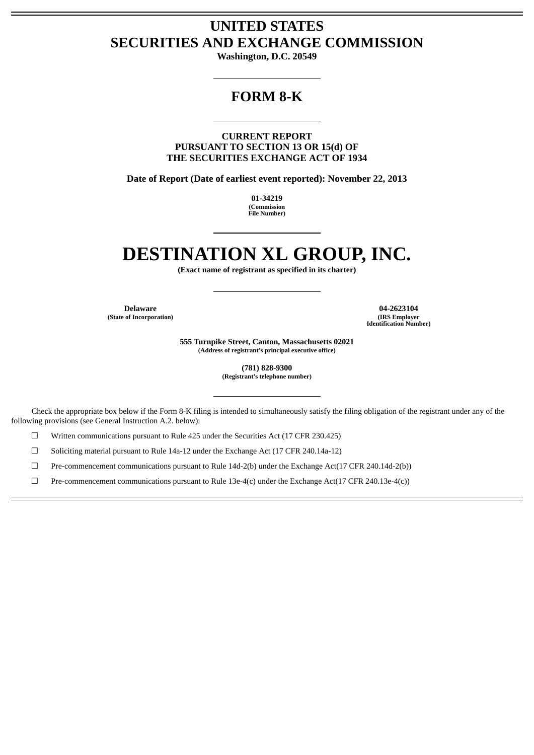# UNITED STATES
# SECURITIES AND EXCHANGE COMMISSION

**Washington, D.C. 20549**

---

## FORM 8-K

---

**CURRENT REPORT**
**PURSUANT TO SECTION 13 OR 15(d) OF**
**THE SECURITIES EXCHANGE ACT OF 1934**

**Date of Report (Date of earliest event reported): November 22, 2013**

**01-34219**
**(Commission File Number)**

---

# DESTINATION XL GROUP, INC.

**(Exact name of registrant as specified in its charter)**

---

| **Delaware** | **04-2623104** |
|---|---|
| **(State of Incorporation)** | **(IRS Employer Identification Number)** |

**555 Turnpike Street, Canton, Massachusetts 02021**
**(Address of registrant's principal executive office)**

**(781) 828-9300**
**(Registrant's telephone number)**

---

Check the appropriate box below if the Form 8-K filing is intended to simultaneously satisfy the filing obligation of the registrant under any of the following provisions (see General Instruction A.2. below):

☐ Written communications pursuant to Rule 425 under the Securities Act (17 CFR 230.425)

☐ Soliciting material pursuant to Rule 14a-12 under the Exchange Act (17 CFR 240.14a-12)

☐ Pre-commencement communications pursuant to Rule 14d-2(b) under the Exchange Act(17 CFR 240.14d-2(b))

☐ Pre-commencement communications pursuant to Rule 13e-4(c) under the Exchange Act(17 CFR 240.13e-4(c))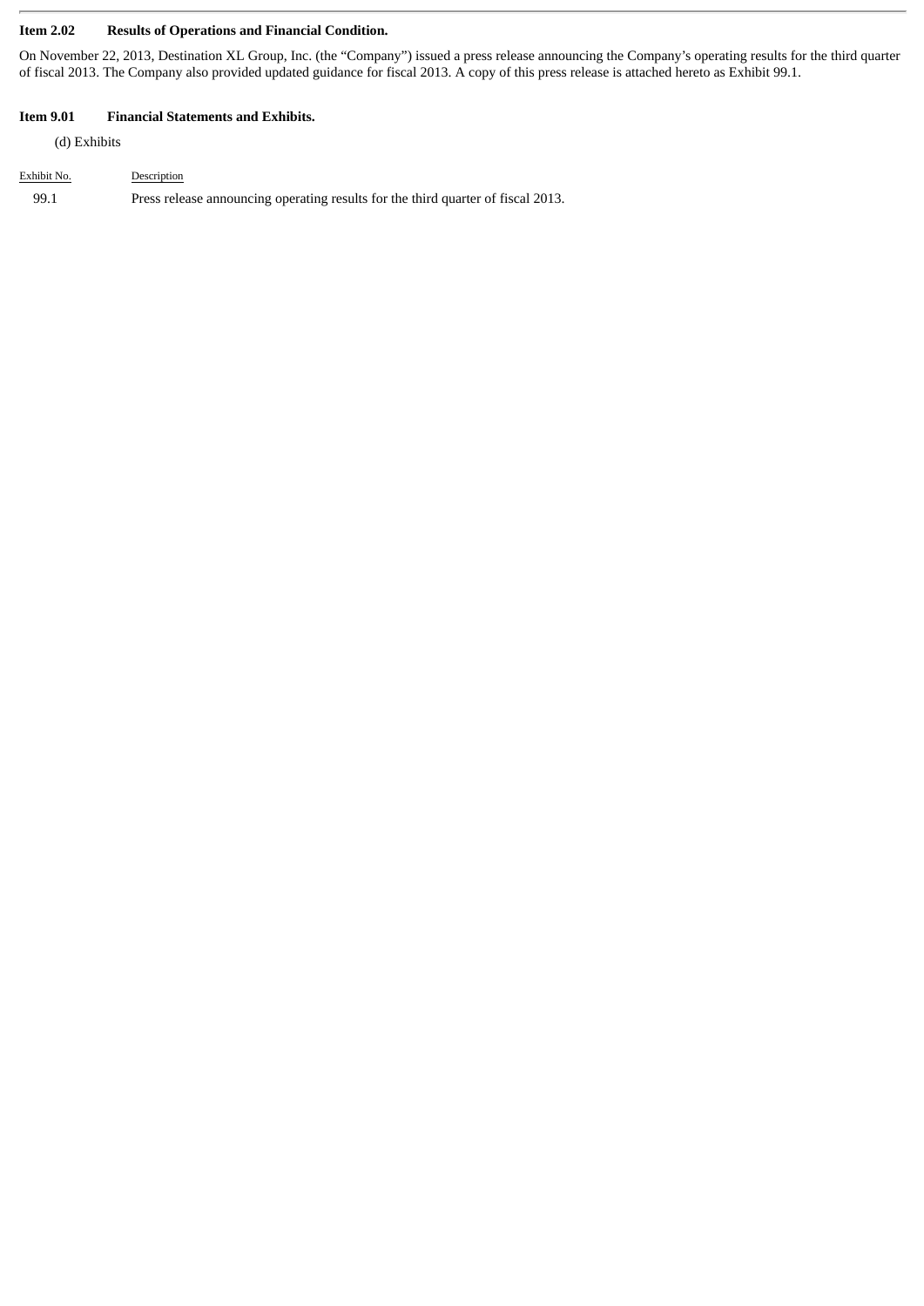**Item 2.02 Results of Operations and Financial Condition.**

On November 22, 2013, Destination XL Group, Inc. (the "Company") issued a press release announcing the Company's operating results for the third quarter of fiscal 2013. The Company also provided updated guidance for fiscal 2013. A copy of this press release is attached hereto as Exhibit 99.1.

**Item 9.01 Financial Statements and Exhibits.**

(d) Exhibits

| Exhibit No. | Description |
| --- | --- |
| 99.1 | Press release announcing operating results for the third quarter of fiscal 2013. |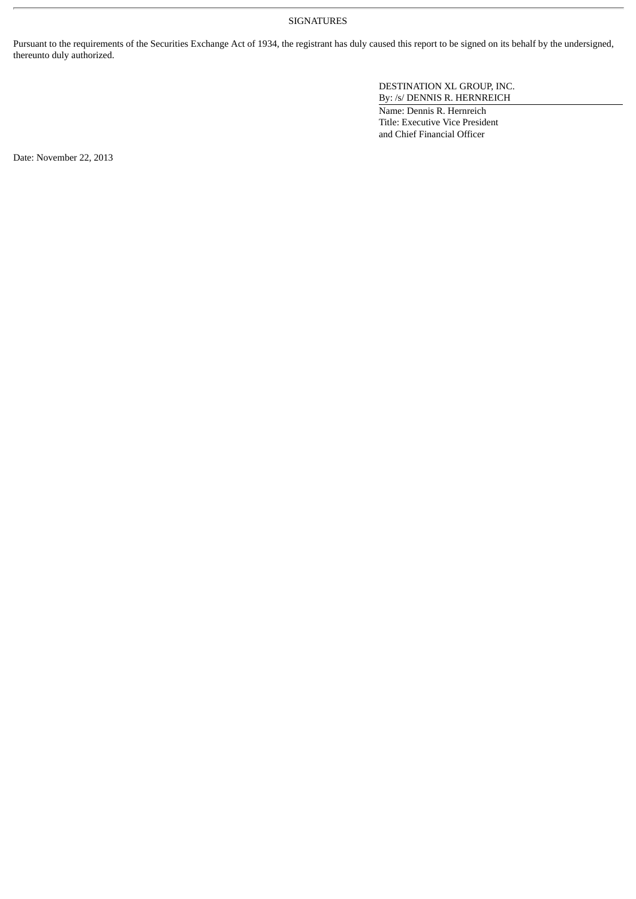SIGNATURES

Pursuant to the requirements of the Securities Exchange Act of 1934, the registrant has duly caused this report to be signed on its behalf by the undersigned, thereunto duly authorized.

DESTINATION XL GROUP, INC.
By: /s/ DENNIS R. HERNREICH
Name: Dennis R. Hernreich
Title: Executive Vice President
and Chief Financial Officer

Date: November 22, 2013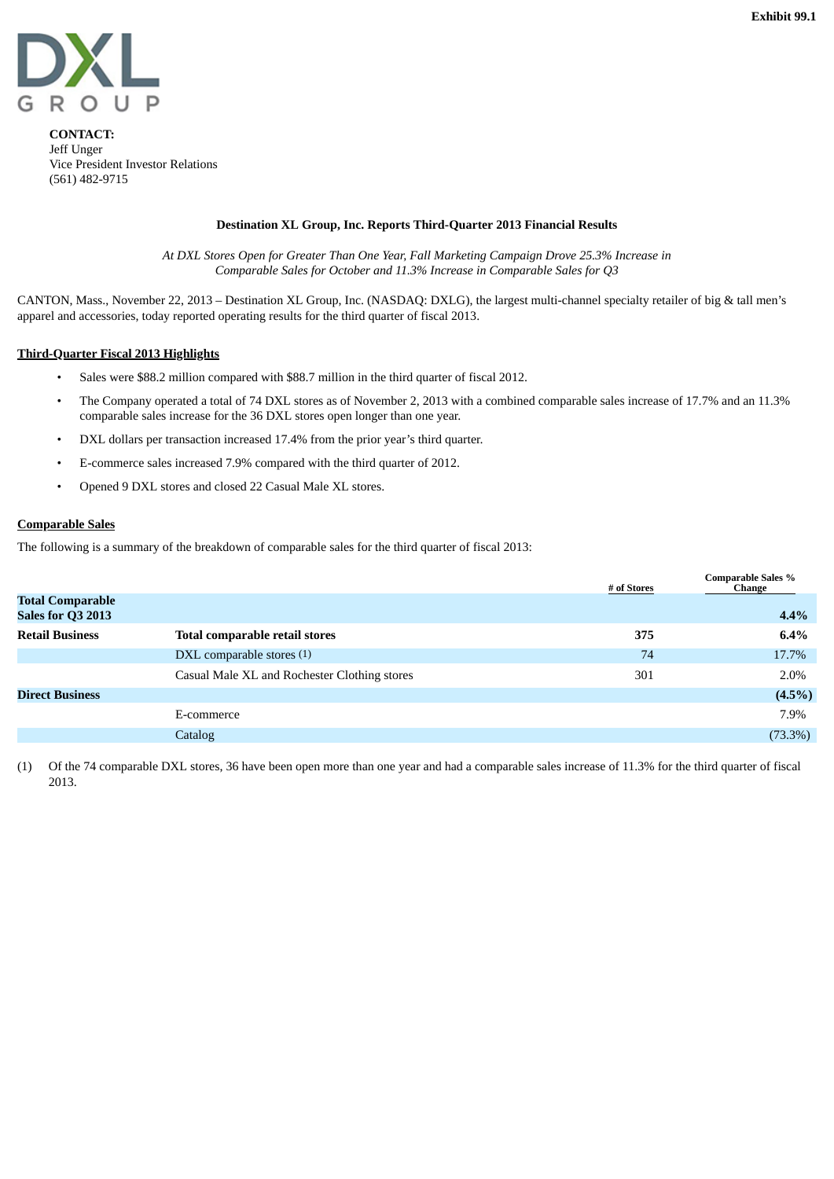**Exhibit 99.1**

DXL GROUP

**CONTACT:**
Jeff Unger
Vice President Investor Relations
(561) 482-9715

**Destination XL Group, Inc. Reports Third-Quarter 2013 Financial Results**

*At DXL Stores Open for Greater Than One Year, Fall Marketing Campaign Drove 25.3% Increase in Comparable Sales for October and 11.3% Increase in Comparable Sales for Q3*

CANTON, Mass., November 22, 2013 – Destination XL Group, Inc. (NASDAQ: DXLG), the largest multi-channel specialty retailer of big & tall men's apparel and accessories, today reported operating results for the third quarter of fiscal 2013.

**Third-Quarter Fiscal 2013 Highlights**

- Sales were $88.2 million compared with $88.7 million in the third quarter of fiscal 2012.
- The Company operated a total of 74 DXL stores as of November 2, 2013 with a combined comparable sales increase of 17.7% and an 11.3% comparable sales increase for the 36 DXL stores open longer than one year.
- DXL dollars per transaction increased 17.4% from the prior year's third quarter.
- E-commerce sales increased 7.9% compared with the third quarter of 2012.
- Opened 9 DXL stores and closed 22 Casual Male XL stores.

**Comparable Sales**

The following is a summary of the breakdown of comparable sales for the third quarter of fiscal 2013:

| | | # of Stores | Comparable Sales % Change |
|---|---|---|---|
| **Total Comparable Sales for Q3 2013** | | | **4.4%** |
| **Retail Business** | **Total comparable retail stores** | **375** | **6.4%** |
| | DXL comparable stores (1) | 74 | 17.7% |
| | Casual Male XL and Rochester Clothing stores | 301 | 2.0% |
| **Direct Business** | | | **(4.5%)** |
| | E-commerce | | 7.9% |
| | Catalog | | (73.3%) |

(1) Of the 74 comparable DXL stores, 36 have been open more than one year and had a comparable sales increase of 11.3% for the third quarter of fiscal 2013.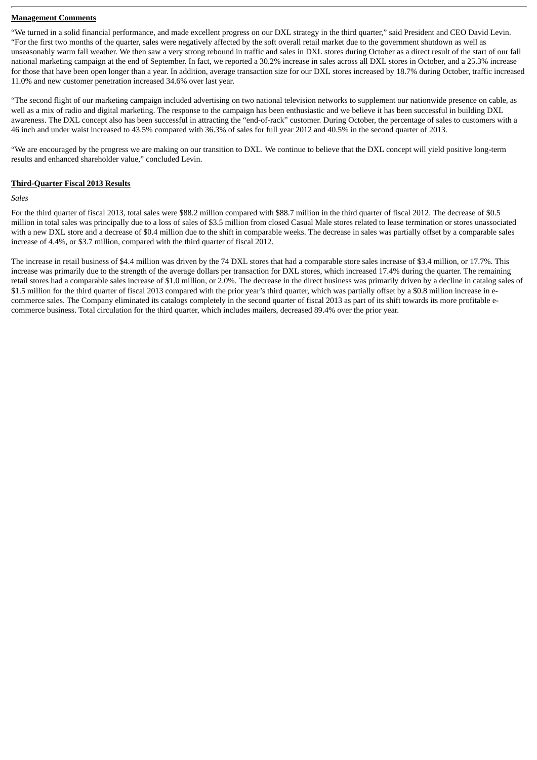**Management Comments**

"We turned in a solid financial performance, and made excellent progress on our DXL strategy in the third quarter," said President and CEO David Levin. "For the first two months of the quarter, sales were negatively affected by the soft overall retail market due to the government shutdown as well as unseasonably warm fall weather. We then saw a very strong rebound in traffic and sales in DXL stores during October as a direct result of the start of our fall national marketing campaign at the end of September. In fact, we reported a 30.2% increase in sales across all DXL stores in October, and a 25.3% increase for those that have been open longer than a year. In addition, average transaction size for our DXL stores increased by 18.7% during October, traffic increased 11.0% and new customer penetration increased 34.6% over last year.

"The second flight of our marketing campaign included advertising on two national television networks to supplement our nationwide presence on cable, as well as a mix of radio and digital marketing. The response to the campaign has been enthusiastic and we believe it has been successful in building DXL awareness. The DXL concept also has been successful in attracting the "end-of-rack" customer. During October, the percentage of sales to customers with a 46 inch and under waist increased to 43.5% compared with 36.3% of sales for full year 2012 and 40.5% in the second quarter of 2013.

"We are encouraged by the progress we are making on our transition to DXL. We continue to believe that the DXL concept will yield positive long-term results and enhanced shareholder value," concluded Levin.

**Third-Quarter Fiscal 2013 Results**

*Sales*

For the third quarter of fiscal 2013, total sales were $88.2 million compared with $88.7 million in the third quarter of fiscal 2012. The decrease of $0.5 million in total sales was principally due to a loss of sales of $3.5 million from closed Casual Male stores related to lease termination or stores unassociated with a new DXL store and a decrease of $0.4 million due to the shift in comparable weeks. The decrease in sales was partially offset by a comparable sales increase of 4.4%, or $3.7 million, compared with the third quarter of fiscal 2012.

The increase in retail business of $4.4 million was driven by the 74 DXL stores that had a comparable store sales increase of $3.4 million, or 17.7%. This increase was primarily due to the strength of the average dollars per transaction for DXL stores, which increased 17.4% during the quarter. The remaining retail stores had a comparable sales increase of $1.0 million, or 2.0%. The decrease in the direct business was primarily driven by a decline in catalog sales of $1.5 million for the third quarter of fiscal 2013 compared with the prior year's third quarter, which was partially offset by a $0.8 million increase in e-commerce sales. The Company eliminated its catalogs completely in the second quarter of fiscal 2013 as part of its shift towards its more profitable e-commerce business. Total circulation for the third quarter, which includes mailers, decreased 89.4% over the prior year.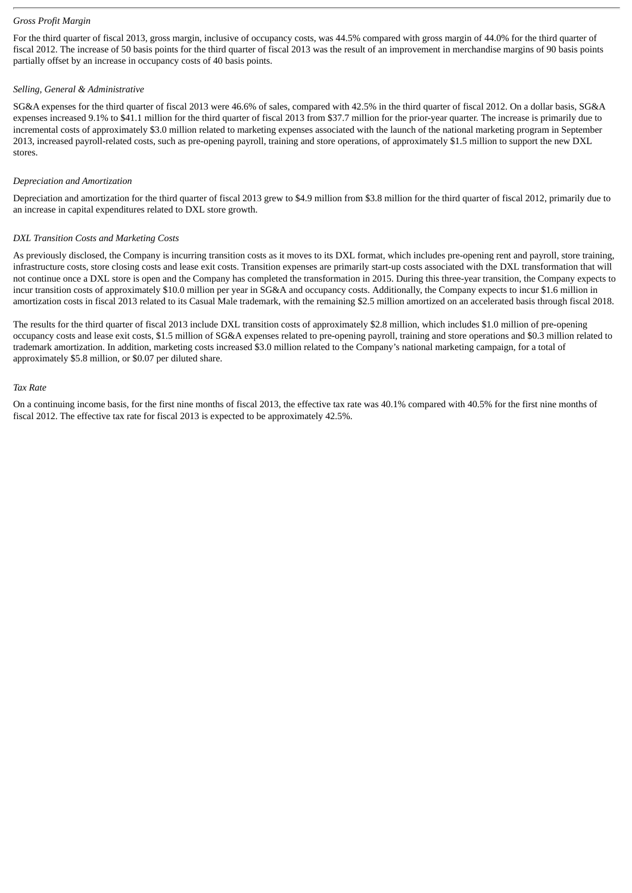*Gross Profit Margin*

For the third quarter of fiscal 2013, gross margin, inclusive of occupancy costs, was 44.5% compared with gross margin of 44.0% for the third quarter of fiscal 2012. The increase of 50 basis points for the third quarter of fiscal 2013 was the result of an improvement in merchandise margins of 90 basis points partially offset by an increase in occupancy costs of 40 basis points.

*Selling, General & Administrative*

SG&A expenses for the third quarter of fiscal 2013 were 46.6% of sales, compared with 42.5% in the third quarter of fiscal 2012. On a dollar basis, SG&A expenses increased 9.1% to $41.1 million for the third quarter of fiscal 2013 from $37.7 million for the prior-year quarter. The increase is primarily due to incremental costs of approximately $3.0 million related to marketing expenses associated with the launch of the national marketing program in September 2013, increased payroll-related costs, such as pre-opening payroll, training and store operations, of approximately $1.5 million to support the new DXL stores.

*Depreciation and Amortization*

Depreciation and amortization for the third quarter of fiscal 2013 grew to $4.9 million from $3.8 million for the third quarter of fiscal 2012, primarily due to an increase in capital expenditures related to DXL store growth.

*DXL Transition Costs and Marketing Costs*

As previously disclosed, the Company is incurring transition costs as it moves to its DXL format, which includes pre-opening rent and payroll, store training, infrastructure costs, store closing costs and lease exit costs. Transition expenses are primarily start-up costs associated with the DXL transformation that will not continue once a DXL store is open and the Company has completed the transformation in 2015. During this three-year transition, the Company expects to incur transition costs of approximately $10.0 million per year in SG&A and occupancy costs. Additionally, the Company expects to incur $1.6 million in amortization costs in fiscal 2013 related to its Casual Male trademark, with the remaining $2.5 million amortized on an accelerated basis through fiscal 2018.

The results for the third quarter of fiscal 2013 include DXL transition costs of approximately $2.8 million, which includes $1.0 million of pre-opening occupancy costs and lease exit costs, $1.5 million of SG&A expenses related to pre-opening payroll, training and store operations and $0.3 million related to trademark amortization. In addition, marketing costs increased $3.0 million related to the Company's national marketing campaign, for a total of approximately $5.8 million, or $0.07 per diluted share.

*Tax Rate*

On a continuing income basis, for the first nine months of fiscal 2013, the effective tax rate was 40.1% compared with 40.5% for the first nine months of fiscal 2012. The effective tax rate for fiscal 2013 is expected to be approximately 42.5%.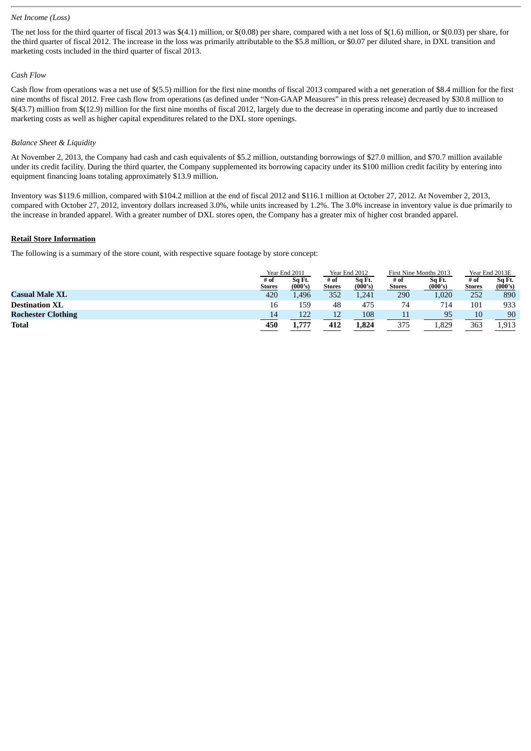*Net Income (Loss)*

The net loss for the third quarter of fiscal 2013 was $(4.1) million, or $(0.08) per share, compared with a net loss of $(1.6) million, or $(0.03) per share, for the third quarter of fiscal 2012. The increase in the loss was primarily attributable to the $5.8 million, or $0.07 per diluted share, in DXL transition and marketing costs included in the third quarter of fiscal 2013.

*Cash Flow*

Cash flow from operations was a net use of $(5.5) million for the first nine months of fiscal 2013 compared with a net generation of $8.4 million for the first nine months of fiscal 2012. Free cash flow from operations (as defined under "Non-GAAP Measures" in this press release) decreased by $30.8 million to $(43.7) million from $(12.9) million for the first nine months of fiscal 2012, largely due to the decrease in operating income and partly due to increased marketing costs as well as higher capital expenditures related to the DXL store openings.

*Balance Sheet & Liquidity*

At November 2, 2013, the Company had cash and cash equivalents of $5.2 million, outstanding borrowings of $27.0 million, and $70.7 million available under its credit facility. During the third quarter, the Company supplemented its borrowing capacity under its $100 million credit facility by entering into equipment financing loans totaling approximately $13.9 million.

Inventory was $119.6 million, compared with $104.2 million at the end of fiscal 2012 and $116.1 million at October 27, 2012. At November 2, 2013, compared with October 27, 2012, inventory dollars increased 3.0%, while units increased by 1.2%. The 3.0% increase in inventory value is due primarily to the increase in branded apparel. With a greater number of DXL stores open, the Company has a greater mix of higher cost branded apparel.

**Retail Store Information**

The following is a summary of the store count, with respective square footage by store concept:

| | Year End 2011 | | Year End 2012 | | First Nine Months 2013 | | Year End 2013E | |
|---|---|---|---|---|---|---|---|---|
| | # of Stores | Sq Ft. (000's) | # of Stores | Sq Ft. (000's) | # of Stores | Sq Ft. (000's) | # of Stores | Sq Ft. (000's) |
| **Casual Male XL** | 420 | 1,496 | 352 | 1,241 | 290 | 1,020 | 252 | 890 |
| **Destination XL** | 16 | 159 | 48 | 475 | 74 | 714 | 101 | 933 |
| **Rochester Clothing** | 14 | 122 | 12 | 108 | 11 | 95 | 10 | 90 |
| **Total** | **450** | **1,777** | **412** | **1,824** | 375 | 1,829 | 363 | 1,913 |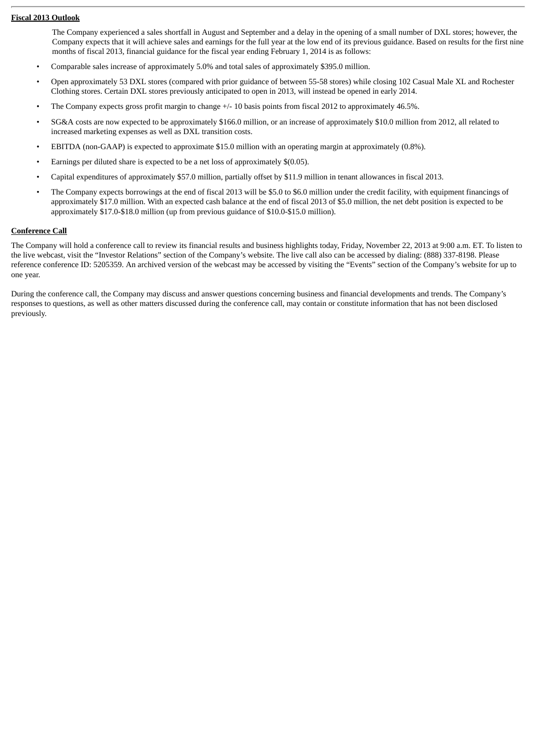**Fiscal 2013 Outlook**

The Company experienced a sales shortfall in August and September and a delay in the opening of a small number of DXL stores; however, the Company expects that it will achieve sales and earnings for the full year at the low end of its previous guidance. Based on results for the first nine months of fiscal 2013, financial guidance for the fiscal year ending February 1, 2014 is as follows:

- Comparable sales increase of approximately 5.0% and total sales of approximately $395.0 million.
- Open approximately 53 DXL stores (compared with prior guidance of between 55-58 stores) while closing 102 Casual Male XL and Rochester Clothing stores. Certain DXL stores previously anticipated to open in 2013, will instead be opened in early 2014.
- The Company expects gross profit margin to change +/- 10 basis points from fiscal 2012 to approximately 46.5%.
- SG&A costs are now expected to be approximately $166.0 million, or an increase of approximately $10.0 million from 2012, all related to increased marketing expenses as well as DXL transition costs.
- EBITDA (non-GAAP) is expected to approximate $15.0 million with an operating margin at approximately (0.8%).
- Earnings per diluted share is expected to be a net loss of approximately $(0.05).
- Capital expenditures of approximately $57.0 million, partially offset by $11.9 million in tenant allowances in fiscal 2013.
- The Company expects borrowings at the end of fiscal 2013 will be $5.0 to $6.0 million under the credit facility, with equipment financings of approximately $17.0 million. With an expected cash balance at the end of fiscal 2013 of $5.0 million, the net debt position is expected to be approximately $17.0-$18.0 million (up from previous guidance of $10.0-$15.0 million).

**Conference Call**

The Company will hold a conference call to review its financial results and business highlights today, Friday, November 22, 2013 at 9:00 a.m. ET. To listen to the live webcast, visit the "Investor Relations" section of the Company's website. The live call also can be accessed by dialing: (888) 337-8198. Please reference conference ID: 5205359. An archived version of the webcast may be accessed by visiting the "Events" section of the Company's website for up to one year.

During the conference call, the Company may discuss and answer questions concerning business and financial developments and trends. The Company's responses to questions, as well as other matters discussed during the conference call, may contain or constitute information that has not been disclosed previously.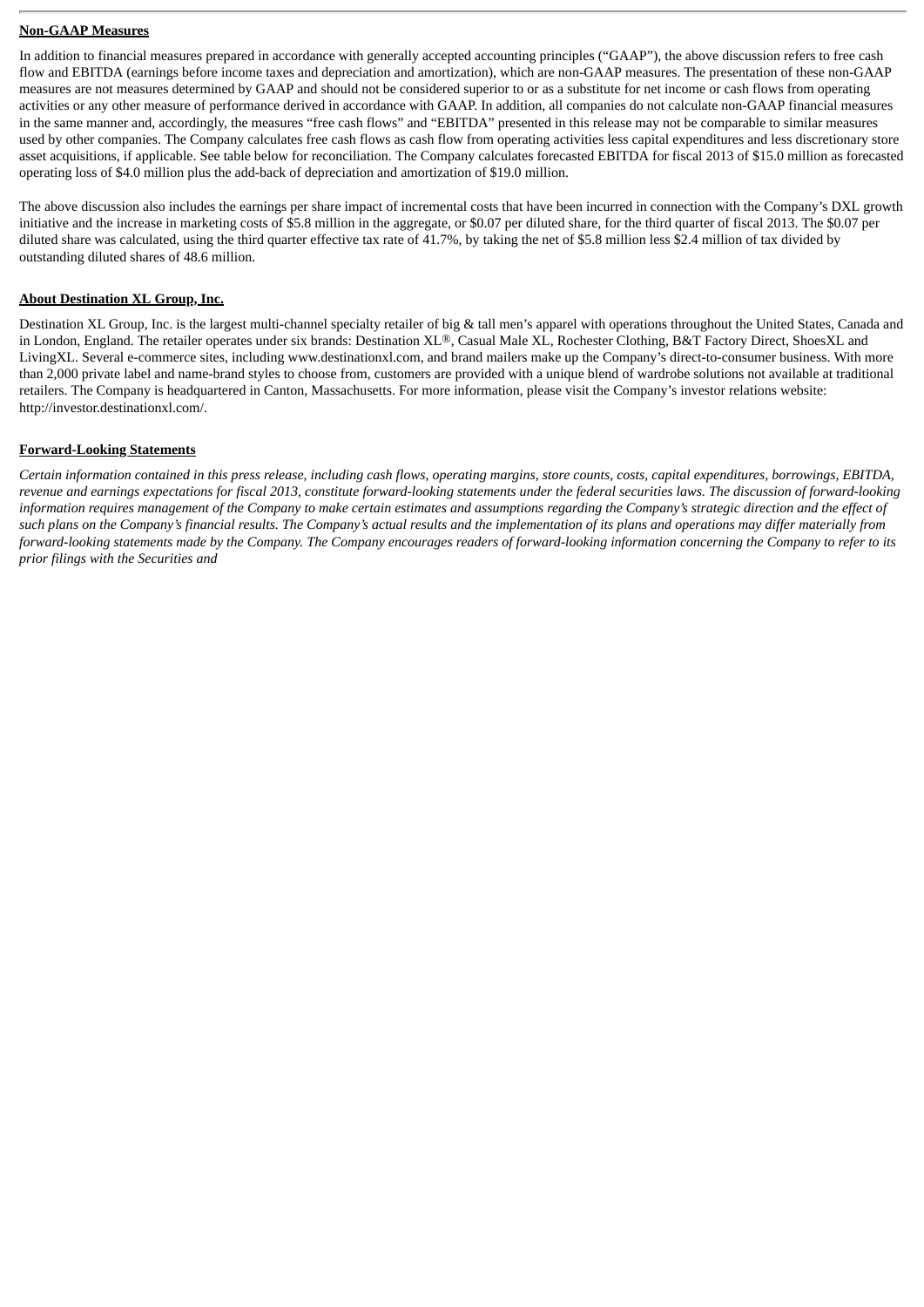**Non-GAAP Measures**

In addition to financial measures prepared in accordance with generally accepted accounting principles ("GAAP"), the above discussion refers to free cash flow and EBITDA (earnings before income taxes and depreciation and amortization), which are non-GAAP measures. The presentation of these non-GAAP measures are not measures determined by GAAP and should not be considered superior to or as a substitute for net income or cash flows from operating activities or any other measure of performance derived in accordance with GAAP. In addition, all companies do not calculate non-GAAP financial measures in the same manner and, accordingly, the measures "free cash flows" and "EBITDA" presented in this release may not be comparable to similar measures used by other companies. The Company calculates free cash flows as cash flow from operating activities less capital expenditures and less discretionary store asset acquisitions, if applicable. See table below for reconciliation. The Company calculates forecasted EBITDA for fiscal 2013 of $15.0 million as forecasted operating loss of $4.0 million plus the add-back of depreciation and amortization of $19.0 million.

The above discussion also includes the earnings per share impact of incremental costs that have been incurred in connection with the Company's DXL growth initiative and the increase in marketing costs of $5.8 million in the aggregate, or $0.07 per diluted share, for the third quarter of fiscal 2013. The $0.07 per diluted share was calculated, using the third quarter effective tax rate of 41.7%, by taking the net of $5.8 million less $2.4 million of tax divided by outstanding diluted shares of 48.6 million.

**About Destination XL Group, Inc.**

Destination XL Group, Inc. is the largest multi-channel specialty retailer of big & tall men's apparel with operations throughout the United States, Canada and in London, England. The retailer operates under six brands: Destination XL®, Casual Male XL, Rochester Clothing, B&T Factory Direct, ShoesXL and LivingXL. Several e-commerce sites, including www.destinationxl.com, and brand mailers make up the Company's direct-to-consumer business. With more than 2,000 private label and name-brand styles to choose from, customers are provided with a unique blend of wardrobe solutions not available at traditional retailers. The Company is headquartered in Canton, Massachusetts. For more information, please visit the Company's investor relations website: http://investor.destinationxl.com/.

**Forward-Looking Statements**

*Certain information contained in this press release, including cash flows, operating margins, store counts, costs, capital expenditures, borrowings, EBITDA, revenue and earnings expectations for fiscal 2013, constitute forward-looking statements under the federal securities laws. The discussion of forward-looking information requires management of the Company to make certain estimates and assumptions regarding the Company's strategic direction and the effect of such plans on the Company's financial results. The Company's actual results and the implementation of its plans and operations may differ materially from forward-looking statements made by the Company. The Company encourages readers of forward-looking information concerning the Company to refer to its prior filings with the Securities and*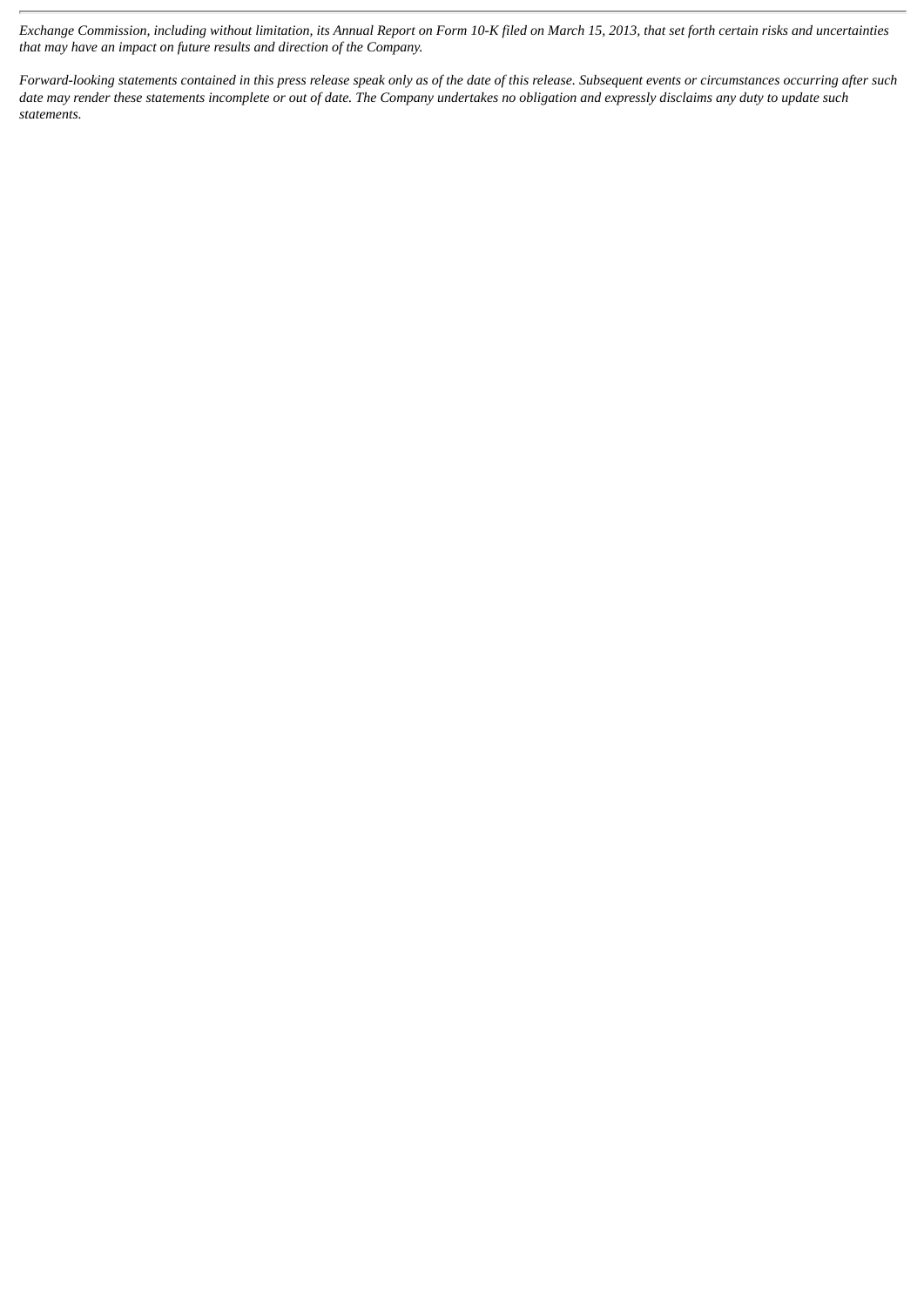*Exchange Commission, including without limitation, its Annual Report on Form 10-K filed on March 15, 2013, that set forth certain risks and uncertainties that may have an impact on future results and direction of the Company.*

*Forward-looking statements contained in this press release speak only as of the date of this release. Subsequent events or circumstances occurring after such date may render these statements incomplete or out of date. The Company undertakes no obligation and expressly disclaims any duty to update such statements.*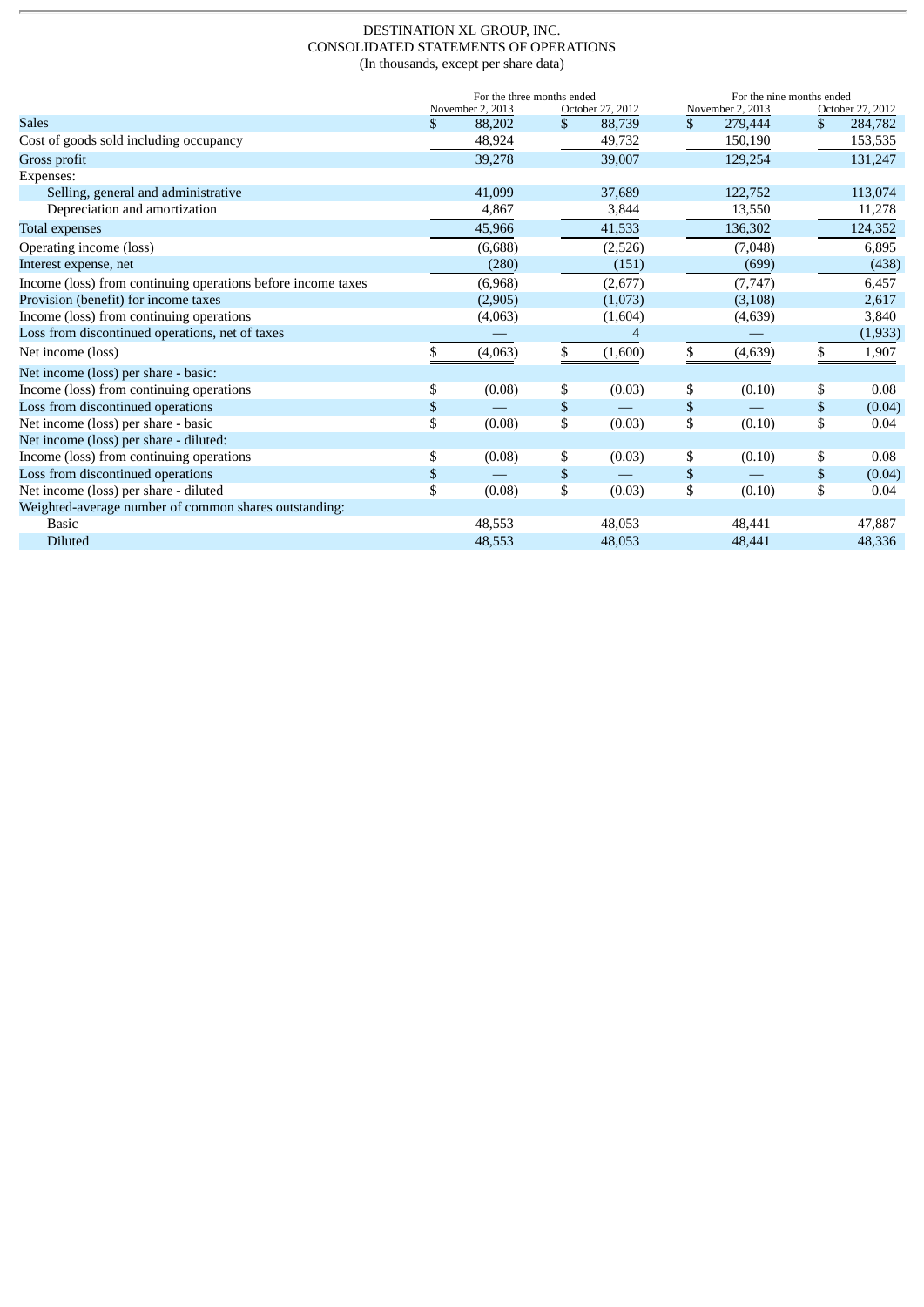DESTINATION XL GROUP, INC.
CONSOLIDATED STATEMENTS OF OPERATIONS
(In thousands, except per share data)

| | For the three months ended | | For the nine months ended | |
|---|---|---|---|---|
| | November 2, 2013 | October 27, 2012 | November 2, 2013 | October 27, 2012 |
| Sales | $ 88,202 | $ 88,739 | $ 279,444 | $ 284,782 |
| Cost of goods sold including occupancy | 48,924 | 49,732 | 150,190 | 153,535 |
| Gross profit | 39,278 | 39,007 | 129,254 | 131,247 |
| Expenses: | | | | |
| Selling, general and administrative | 41,099 | 37,689 | 122,752 | 113,074 |
| Depreciation and amortization | 4,867 | 3,844 | 13,550 | 11,278 |
| Total expenses | 45,966 | 41,533 | 136,302 | 124,352 |
| Operating income (loss) | (6,688) | (2,526) | (7,048) | 6,895 |
| Interest expense, net | (280) | (151) | (699) | (438) |
| Income (loss) from continuing operations before income taxes | (6,968) | (2,677) | (7,747) | 6,457 |
| Provision (benefit) for income taxes | (2,905) | (1,073) | (3,108) | 2,617 |
| Income (loss) from continuing operations | (4,063) | (1,604) | (4,639) | 3,840 |
| Loss from discontinued operations, net of taxes | — | 4 | — | (1,933) |
| Net income (loss) | $ (4,063) | $ (1,600) | $ (4,639) | $ 1,907 |
| Net income (loss) per share - basic: | | | | |
| Income (loss) from continuing operations | $ (0.08) | $ (0.03) | $ (0.10) | $ 0.08 |
| Loss from discontinued operations | $ — | $ — | $ — | $ (0.04) |
| Net income (loss) per share - basic | $ (0.08) | $ (0.03) | $ (0.10) | $ 0.04 |
| Net income (loss) per share - diluted: | | | | |
| Income (loss) from continuing operations | $ (0.08) | $ (0.03) | $ (0.10) | $ 0.08 |
| Loss from discontinued operations | $ — | $ — | $ — | $ (0.04) |
| Net income (loss) per share - diluted | $ (0.08) | $ (0.03) | $ (0.10) | $ 0.04 |
| Weighted-average number of common shares outstanding: | | | | |
| Basic | 48,553 | 48,053 | 48,441 | 47,887 |
| Diluted | 48,553 | 48,053 | 48,441 | 48,336 |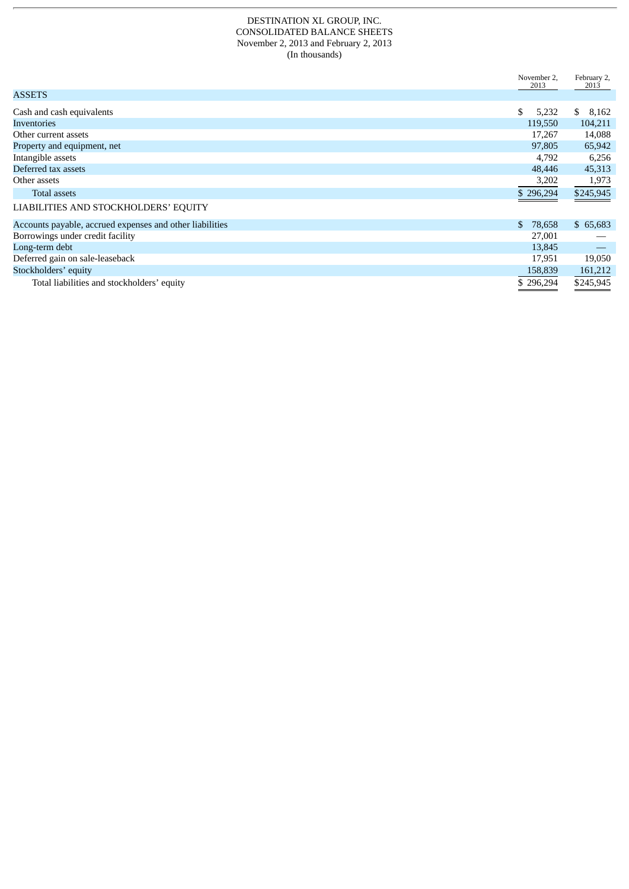DESTINATION XL GROUP, INC.
CONSOLIDATED BALANCE SHEETS
November 2, 2013 and February 2, 2013
(In thousands)

| | November 2, 2013 | February 2, 2013 |
|---|---|---|
| **ASSETS** | | |
| Cash and cash equivalents | $ 5,232 | $ 8,162 |
| Inventories | 119,550 | 104,211 |
| Other current assets | 17,267 | 14,088 |
| Property and equipment, net | 97,805 | 65,942 |
| Intangible assets | 4,792 | 6,256 |
| Deferred tax assets | 48,446 | 45,313 |
| Other assets | 3,202 | 1,973 |
| Total assets | $ 296,294 | $245,945 |
| **LIABILITIES AND STOCKHOLDERS' EQUITY** | | |
| Accounts payable, accrued expenses and other liabilities | $ 78,658 | $ 65,683 |
| Borrowings under credit facility | 27,001 | — |
| Long-term debt | 13,845 | — |
| Deferred gain on sale-leaseback | 17,951 | 19,050 |
| Stockholders' equity | 158,839 | 161,212 |
| Total liabilities and stockholders' equity | $ 296,294 | $245,945 |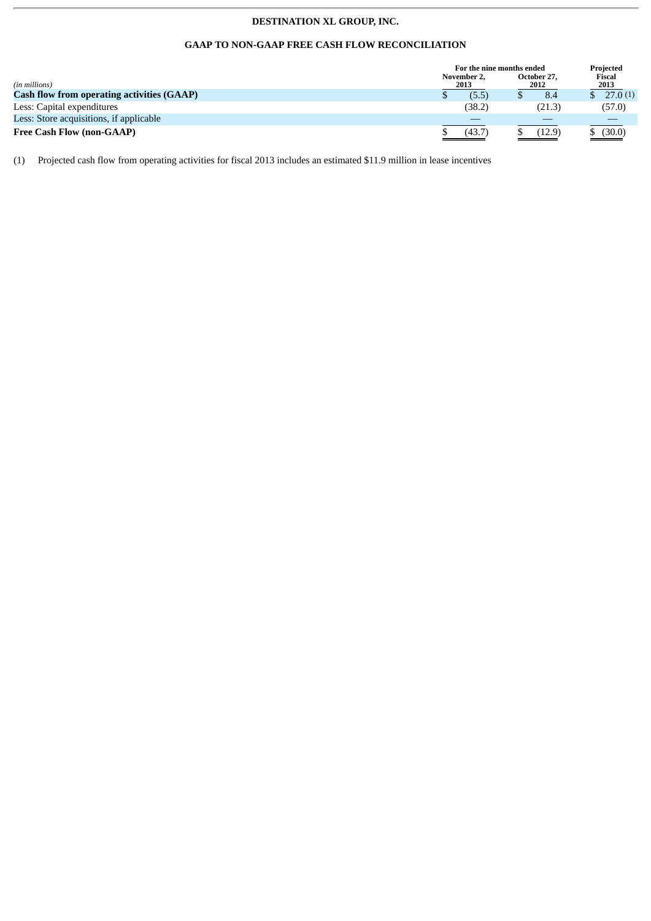**DESTINATION XL GROUP, INC.**

**GAAP TO NON-GAAP FREE CASH FLOW RECONCILIATION**

| *(in millions)* | For the nine months ended November 2, 2013 | For the nine months ended October 27, 2012 | Projected Fiscal 2013 |
|---|---|---|---|
| **Cash flow from operating activities (GAAP)** | $ (5.5) | $ 8.4 | $ 27.0 (1) |
| Less: Capital expenditures | (38.2) | (21.3) | (57.0) |
| Less: Store acquisitions, if applicable | — | — | — |
| **Free Cash Flow (non-GAAP)** | $ (43.7) | $ (12.9) | $ (30.0) |

(1) Projected cash flow from operating activities for fiscal 2013 includes an estimated $11.9 million in lease incentives